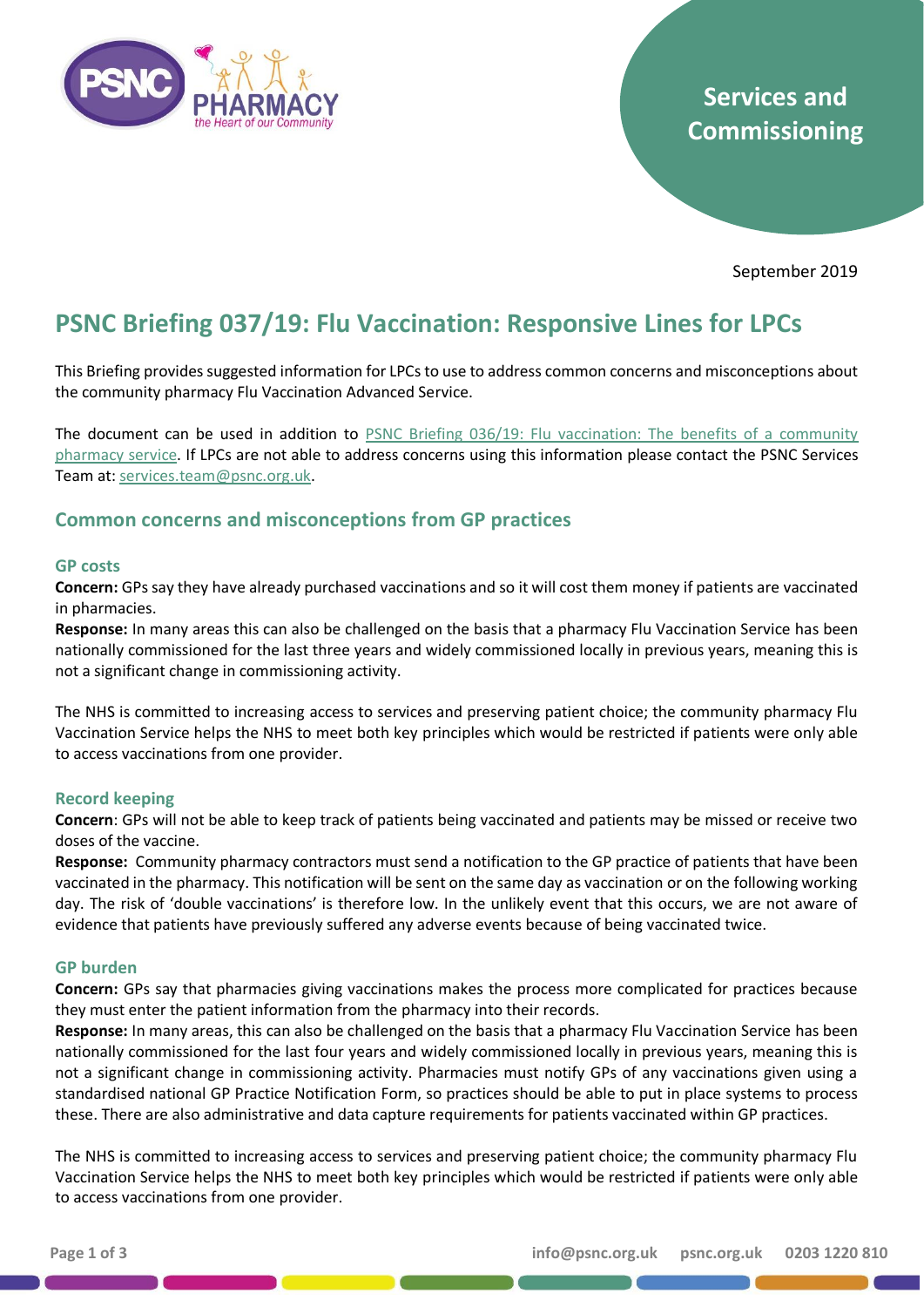Services and Commissioning

September 2019

# PSNC Briefing 037/19: Flu Vaccination: Responsive Lines for LPCs

This Briefing provides suggested information for LPCs to use to address common concerns and misconceptions about the community pharmacy Flu Vaccination Advanced Service.

The document can be used in addition to [PSNC Briefing 036/19: Flu vaccination: The benefits of a community pharmacy service](). If LPCs are not able to address concerns using this information please contact the PSNC Services Team at: services.team@psnc.org.uk.

## Common concerns and misconceptions from GP practices

### GP costs

**Concern:** GPs say they have already purchased vaccinations and so it will cost them money if patients are vaccinated in pharmacies.

**Response:** In many areas this can also be challenged on the basis that a pharmacy Flu Vaccination Service has been nationally commissioned for the last three years and widely commissioned locally in previous years, meaning this is not a significant change in commissioning activity.

The NHS is committed to increasing access to services and preserving patient choice; the community pharmacy Flu Vaccination Service helps the NHS to meet both key principles which would be restricted if patients were only able to access vaccinations from one provider.

### Record keeping

**Concern**: GPs will not be able to keep track of patients being vaccinated and patients may be missed or receive two doses of the vaccine.

**Response:** Community pharmacy contractors must send a notification to the GP practice of patients that have been vaccinated in the pharmacy. This notification will be sent on the same day as vaccination or on the following working day. The risk of 'double vaccinations' is therefore low. In the unlikely event that this occurs, we are not aware of evidence that patients have previously suffered any adverse events because of being vaccinated twice.

### GP burden

**Concern:** GPs say that pharmacies giving vaccinations makes the process more complicated for practices because they must enter the patient information from the pharmacy into their records.

**Response:** In many areas, this can also be challenged on the basis that a pharmacy Flu Vaccination Service has been nationally commissioned for the last four years and widely commissioned locally in previous years, meaning this is not a significant change in commissioning activity. Pharmacies must notify GPs of any vaccinations given using a standardised national GP Practice Notification Form, so practices should be able to put in place systems to process these. There are also administrative and data capture requirements for patients vaccinated within GP practices.

The NHS is committed to increasing access to services and preserving patient choice; the community pharmacy Flu Vaccination Service helps the NHS to meet both key principles which would be restricted if patients were only able to access vaccinations from one provider.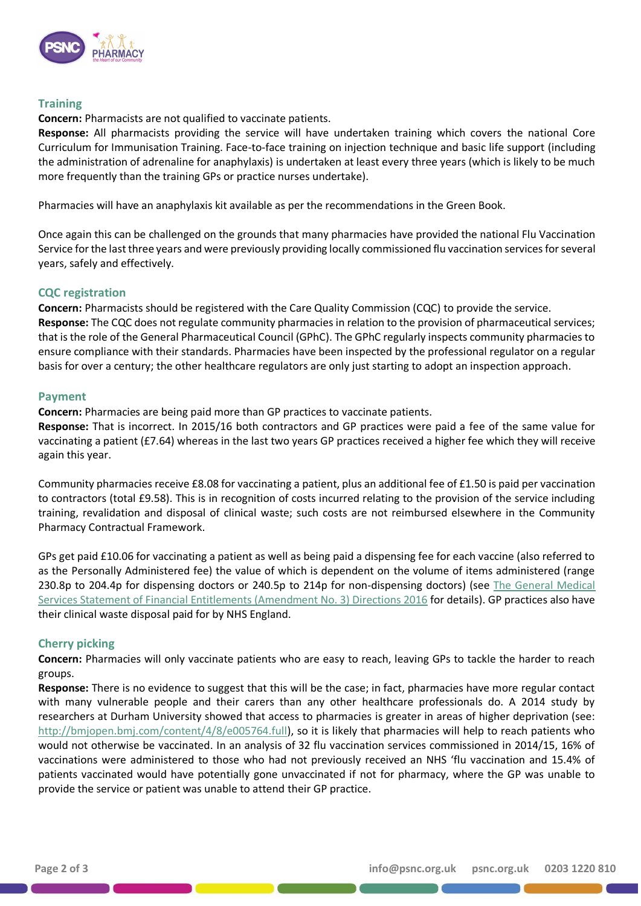## Training

**Concern:** Pharmacists are not qualified to vaccinate patients.

**Response:** All pharmacists providing the service will have undertaken training which covers the national Core Curriculum for Immunisation Training. Face-to-face training on injection technique and basic life support (including the administration of adrenaline for anaphylaxis) is undertaken at least every three years (which is likely to be much more frequently than the training GPs or practice nurses undertake).

Pharmacies will have an anaphylaxis kit available as per the recommendations in the Green Book.

Once again this can be challenged on the grounds that many pharmacies have provided the national Flu Vaccination Service for the last three years and were previously providing locally commissioned flu vaccination services for several years, safely and effectively.

## CQC registration

**Concern:** Pharmacists should be registered with the Care Quality Commission (CQC) to provide the service.

**Response:** The CQC does not regulate community pharmacies in relation to the provision of pharmaceutical services; that is the role of the General Pharmaceutical Council (GPhC). The GPhC regularly inspects community pharmacies to ensure compliance with their standards. Pharmacies have been inspected by the professional regulator on a regular basis for over a century; the other healthcare regulators are only just starting to adopt an inspection approach.

## Payment

**Concern:** Pharmacies are being paid more than GP practices to vaccinate patients.

**Response:** That is incorrect. In 2015/16 both contractors and GP practices were paid a fee of the same value for vaccinating a patient (£7.64) whereas in the last two years GP practices received a higher fee which they will receive again this year.

Community pharmacies receive £8.08 for vaccinating a patient, plus an additional fee of £1.50 is paid per vaccination to contractors (total £9.58). This is in recognition of costs incurred relating to the provision of the service including training, revalidation and disposal of clinical waste; such costs are not reimbursed elsewhere in the Community Pharmacy Contractual Framework.

GPs get paid £10.06 for vaccinating a patient as well as being paid a dispensing fee for each vaccine (also referred to as the Personally Administered fee) the value of which is dependent on the volume of items administered (range 230.8p to 204.4p for dispensing doctors or 240.5p to 214p for non-dispensing doctors) (see [The General Medical Services Statement of Financial Entitlements (Amendment No. 3) Directions 2016]() for details). GP practices also have their clinical waste disposal paid for by NHS England.

## Cherry picking

**Concern:** Pharmacies will only vaccinate patients who are easy to reach, leaving GPs to tackle the harder to reach groups.

**Response:** There is no evidence to suggest that this will be the case; in fact, pharmacies have more regular contact with many vulnerable people and their carers than any other healthcare professionals do. A 2014 study by researchers at Durham University showed that access to pharmacies is greater in areas of higher deprivation (see: [http://bmjopen.bmj.com/content/4/8/e005764.full](http://bmjopen.bmj.com/content/4/8/e005764.full)), so it is likely that pharmacies will help to reach patients who would not otherwise be vaccinated. In an analysis of 32 flu vaccination services commissioned in 2014/15, 16% of vaccinations were administered to those who had not previously received an NHS 'flu vaccination and 15.4% of patients vaccinated would have potentially gone unvaccinated if not for pharmacy, where the GP was unable to provide the service or patient was unable to attend their GP practice.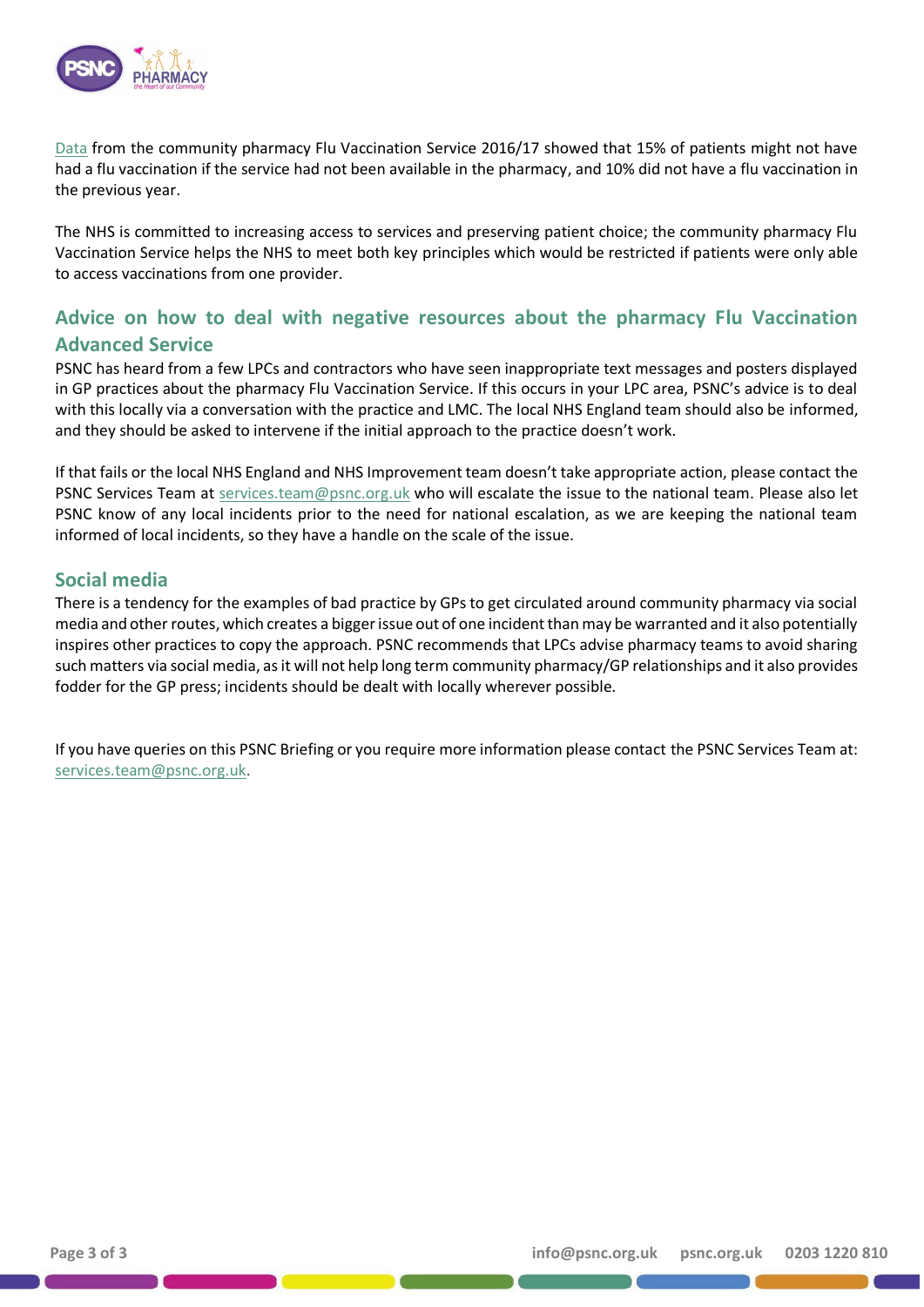Data from the community pharmacy Flu Vaccination Service 2016/17 showed that 15% of patients might not have had a flu vaccination if the service had not been available in the pharmacy, and 10% did not have a flu vaccination in the previous year.

The NHS is committed to increasing access to services and preserving patient choice; the community pharmacy Flu Vaccination Service helps the NHS to meet both key principles which would be restricted if patients were only able to access vaccinations from one provider.

## Advice on how to deal with negative resources about the pharmacy Flu Vaccination Advanced Service

PSNC has heard from a few LPCs and contractors who have seen inappropriate text messages and posters displayed in GP practices about the pharmacy Flu Vaccination Service. If this occurs in your LPC area, PSNC's advice is to deal with this locally via a conversation with the practice and LMC. The local NHS England team should also be informed, and they should be asked to intervene if the initial approach to the practice doesn't work.

If that fails or the local NHS England and NHS Improvement team doesn't take appropriate action, please contact the PSNC Services Team at services.team@psnc.org.uk who will escalate the issue to the national team. Please also let PSNC know of any local incidents prior to the need for national escalation, as we are keeping the national team informed of local incidents, so they have a handle on the scale of the issue.

## Social media

There is a tendency for the examples of bad practice by GPs to get circulated around community pharmacy via social media and other routes, which creates a bigger issue out of one incident than may be warranted and it also potentially inspires other practices to copy the approach. PSNC recommends that LPCs advise pharmacy teams to avoid sharing such matters via social media, as it will not help long term community pharmacy/GP relationships and it also provides fodder for the GP press; incidents should be dealt with locally wherever possible.

If you have queries on this PSNC Briefing or you require more information please contact the PSNC Services Team at: services.team@psnc.org.uk.